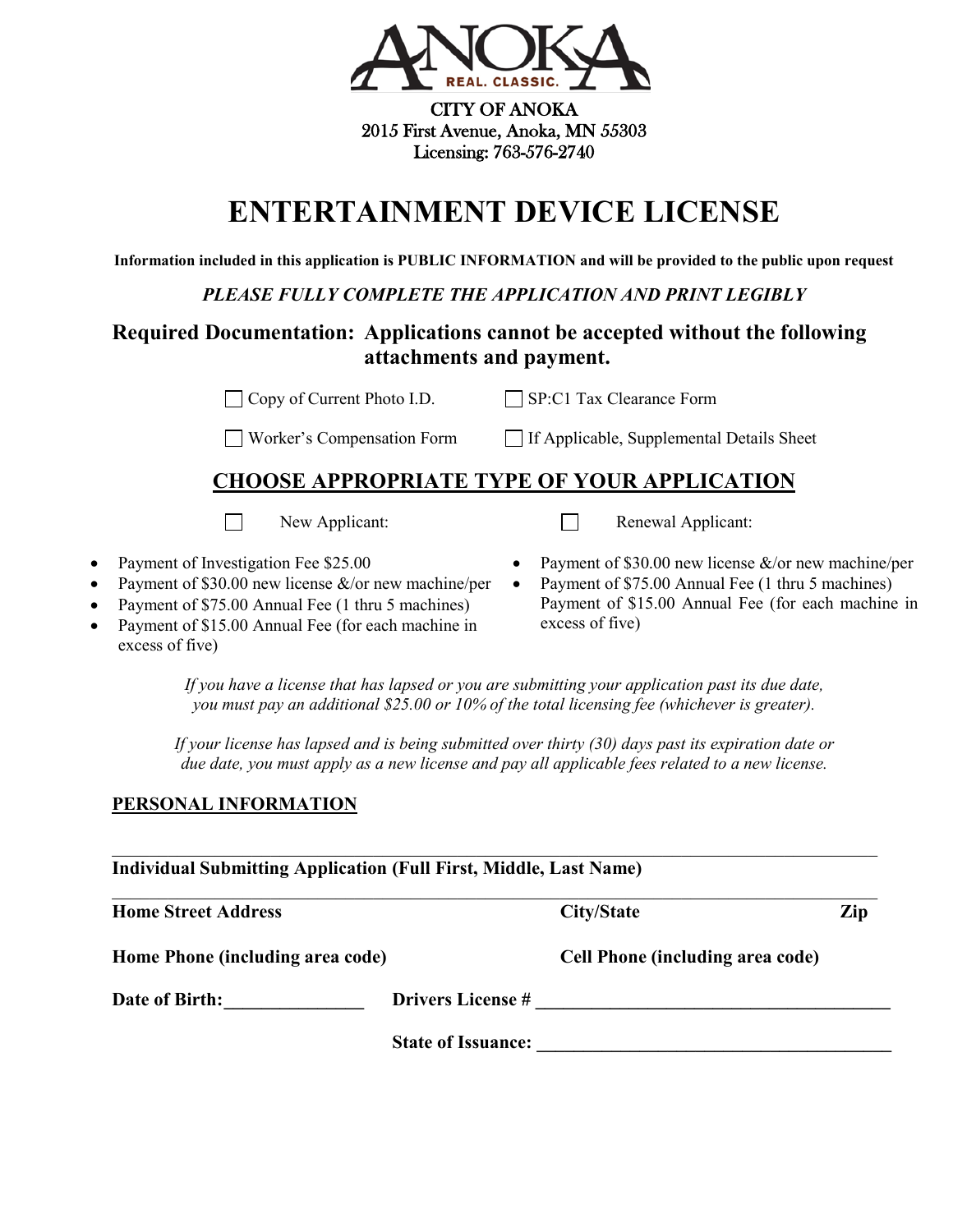CITY OF ANOKA
2015 First Avenue, Anoka, MN 55303
Licensing: 763-576-2740

# ENTERTAINMENT DEVICE LICENSE

**Information included in this application is PUBLIC INFORMATION and will be provided to the public upon request**

***PLEASE FULLY COMPLETE THE APPLICATION AND PRINT LEGIBLY***

## Required Documentation: Applications cannot be accepted without the following attachments and payment.

☐ Copy of Current Photo I.D.

☐ SP:C1 Tax Clearance Form

☐ Worker's Compensation Form

☐ If Applicable, Supplemental Details Sheet

## CHOOSE APPROPRIATE TYPE OF YOUR APPLICATION

☐ New Applicant:

- Payment of Investigation Fee $25.00
- Payment of $30.00 new license &/or new machine/per
- Payment of $75.00 Annual Fee (1 thru 5 machines)
- Payment of $15.00 Annual Fee (for each machine in excess of five)

☐ Renewal Applicant:

- Payment of $30.00 new license &/or new machine/per
- Payment of $75.00 Annual Fee (1 thru 5 machines) Payment of $15.00 Annual Fee (for each machine in excess of five)

*If you have a license that has lapsed or you are submitting your application past its due date, you must pay an additional $25.00 or 10% of the total licensing fee (whichever is greater).*

*If your license has lapsed and is being submitted over thirty (30) days past its expiration date or due date, you must apply as a new license and pay all applicable fees related to a new license.*

**PERSONAL INFORMATION**

______________________________________________________________________

**Individual Submitting Application (Full First, Middle, Last Name)**

______________________________________________________________________

**Home Street Address** **City/State** **Zip**

**Home Phone (including area code)** **Cell Phone (including area code)**

**Date of Birth:**_______________ **Drivers License #** ______________________________________

**State of Issuance:** ______________________________________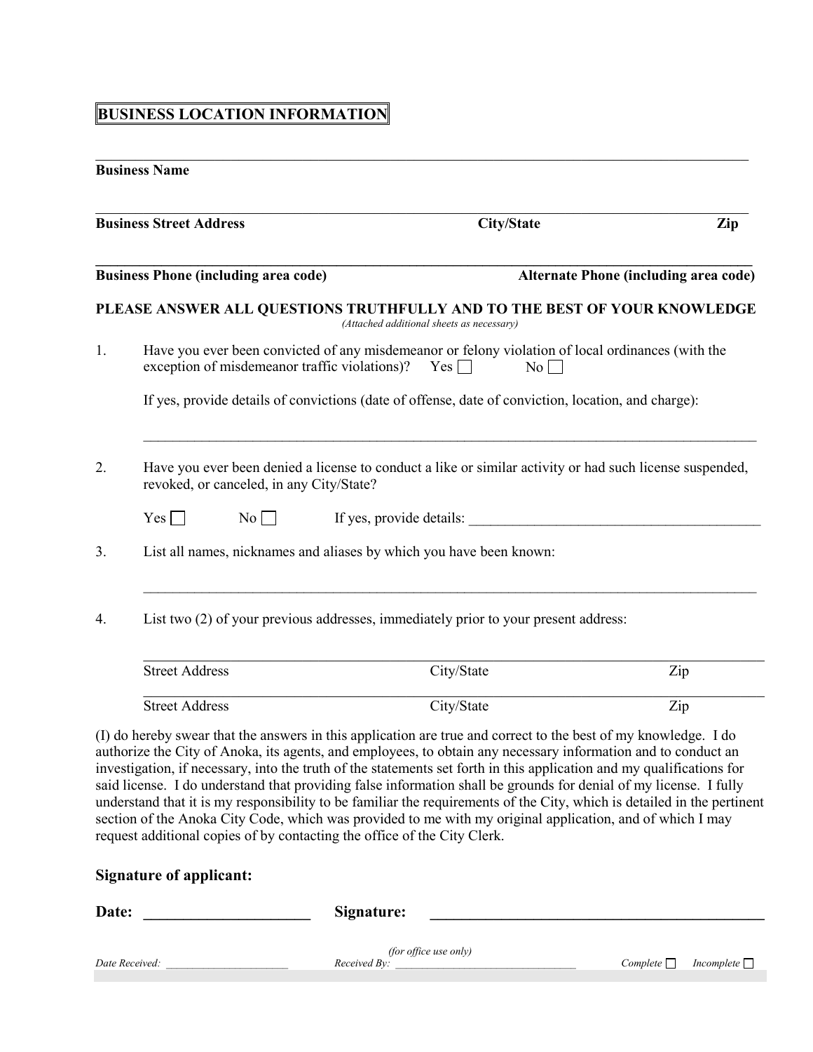## BUSINESS LOCATION INFORMATION

\_\_\_\_\_\_\_\_\_\_\_\_\_\_\_\_\_\_\_\_\_\_\_\_\_\_\_\_\_\_\_\_\_\_\_\_\_\_\_\_\_\_\_\_\_\_\_\_\_\_\_\_\_\_\_\_\_\_\_\_\_\_\_\_

**Business Name**

\_\_\_\_\_\_\_\_\_\_\_\_\_\_\_\_\_\_\_\_\_\_\_\_\_\_\_\_\_\_\_\_\_\_\_\_\_\_\_\_\_\_\_\_\_\_\_\_\_\_\_\_\_\_\_\_\_\_\_\_\_\_\_\_

**Business Street Address** **City/State** **Zip**

\_\_\_\_\_\_\_\_\_\_\_\_\_\_\_\_\_\_\_\_\_\_\_\_\_\_\_\_\_\_\_\_\_\_\_\_\_\_\_\_\_\_\_\_\_\_\_\_\_\_\_\_\_\_\_\_\_\_\_\_\_\_\_\_

**Business Phone (including area code)** **Alternate Phone (including area code)**

**PLEASE ANSWER ALL QUESTIONS TRUTHFULLY AND TO THE BEST OF YOUR KNOWLEDGE**

*(Attached additional sheets as necessary)*

1. Have you ever been convicted of any misdemeanor or felony violation of local ordinances (with the exception of misdemeanor traffic violations)? Yes ☐ No ☐

   If yes, provide details of convictions (date of offense, date of conviction, location, and charge):

   \_\_\_\_\_\_\_\_\_\_\_\_\_\_\_\_\_\_\_\_\_\_\_\_\_\_\_\_\_\_\_\_\_\_\_\_\_\_\_\_\_\_\_\_\_\_\_\_\_\_\_\_\_\_\_\_\_\_\_\_

2. Have you ever been denied a license to conduct a like or similar activity or had such license suspended, revoked, or canceled, in any City/State?

   Yes ☐ No ☐ If yes, provide details: \_\_\_\_\_\_\_\_\_\_\_\_\_\_\_\_\_\_\_\_\_\_\_\_\_\_\_\_\_\_\_\_\_\_\_\_\_\_\_\_

3. List all names, nicknames and aliases by which you have been known:

   \_\_\_\_\_\_\_\_\_\_\_\_\_\_\_\_\_\_\_\_\_\_\_\_\_\_\_\_\_\_\_\_\_\_\_\_\_\_\_\_\_\_\_\_\_\_\_\_\_\_\_\_\_\_\_\_\_\_\_\_

4. List two (2) of your previous addresses, immediately prior to your present address:

   \_\_\_\_\_\_\_\_\_\_\_\_\_\_\_\_\_\_\_\_\_\_\_\_\_\_\_\_\_\_\_\_\_\_\_\_\_\_\_\_\_\_\_\_\_\_\_\_\_\_\_\_\_\_\_\_\_\_\_\_

   Street Address City/State Zip

   \_\_\_\_\_\_\_\_\_\_\_\_\_\_\_\_\_\_\_\_\_\_\_\_\_\_\_\_\_\_\_\_\_\_\_\_\_\_\_\_\_\_\_\_\_\_\_\_\_\_\_\_\_\_\_\_\_\_\_\_

   Street Address City/State Zip

(I) do hereby swear that the answers in this application are true and correct to the best of my knowledge. I do authorize the City of Anoka, its agents, and employees, to obtain any necessary information and to conduct an investigation, if necessary, into the truth of the statements set forth in this application and my qualifications for said license. I do understand that providing false information shall be grounds for denial of my license. I fully understand that it is my responsibility to be familiar the requirements of the City, which is detailed in the pertinent section of the Anoka City Code, which was provided to me with my original application, and of which I may request additional copies of by contacting the office of the City Clerk.

### Signature of applicant:

**Date:** \_\_\_\_\_\_\_\_\_\_\_\_\_\_\_\_\_\_\_\_\_ **Signature:** \_\_\_\_\_\_\_\_\_\_\_\_\_\_\_\_\_\_\_\_\_\_\_\_\_\_\_\_\_\_\_\_\_\_\_\_\_\_\_\_\_\_\_\_

*(for office use only)*

*Date Received:* \_\_\_\_\_\_\_\_\_\_\_\_\_\_\_\_\_\_\_\_\_ *Received By:* \_\_\_\_\_\_\_\_\_\_\_\_\_\_\_\_\_\_\_\_\_\_\_\_\_\_\_\_\_\_\_\_ *Complete* ☐ *Incomplete* ☐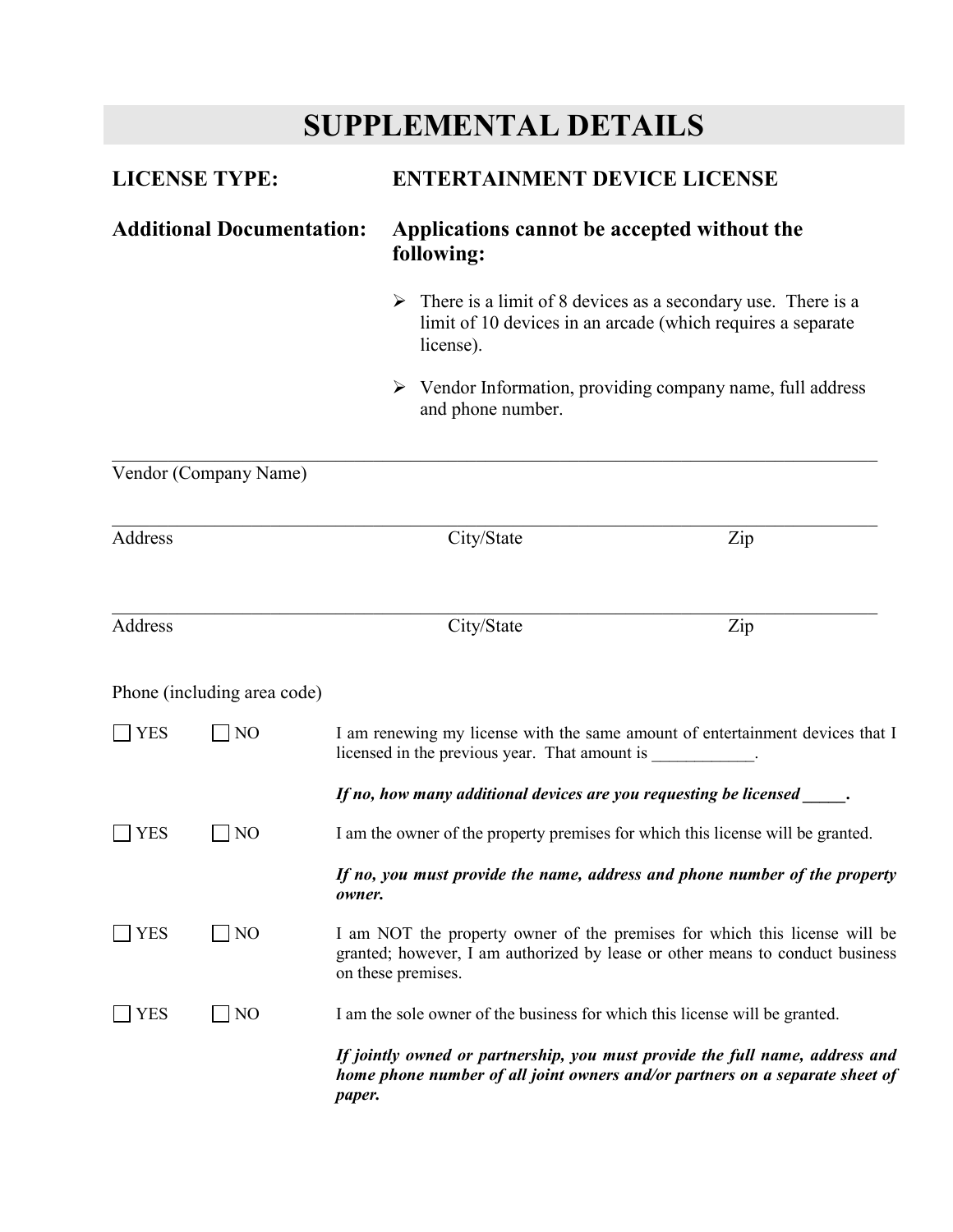# SUPPLEMENTAL DETAILS

**LICENSE TYPE:** **ENTERTAINMENT DEVICE LICENSE**

**Additional Documentation:** **Applications cannot be accepted without the following:**

- There is a limit of 8 devices as a secondary use. There is a limit of 10 devices in an arcade (which requires a separate license).
- Vendor Information, providing company name, full address and phone number.

_______________________________________________

Vendor (Company Name)

_______________________________________________

Address City/State Zip

_______________________________________________

Address City/State Zip

Phone (including area code)

☐ YES ☐ NO I am renewing my license with the same amount of entertainment devices that I licensed in the previous year. That amount is ____________.

***If no, how many additional devices are you requesting be licensed _____.***

☐ YES ☐ NO I am the owner of the property premises for which this license will be granted.

***If no, you must provide the name, address and phone number of the property owner.***

☐ YES ☐ NO I am NOT the property owner of the premises for which this license will be granted; however, I am authorized by lease or other means to conduct business on these premises.

☐ YES ☐ NO I am the sole owner of the business for which this license will be granted.

***If jointly owned or partnership, you must provide the full name, address and home phone number of all joint owners and/or partners on a separate sheet of paper.***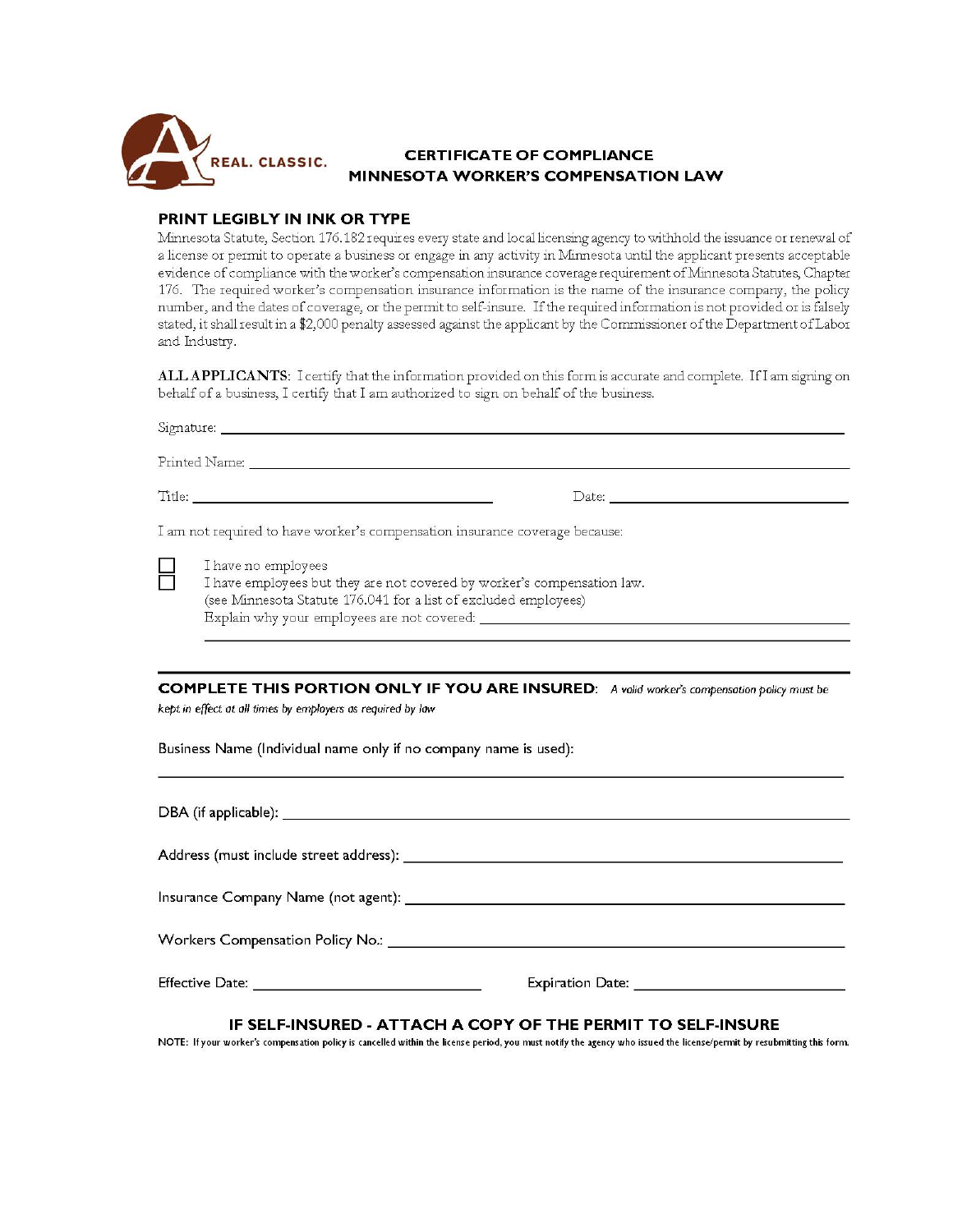REAL. CLASSIC.

# CERTIFICATE OF COMPLIANCE
# MINNESOTA WORKER'S COMPENSATION LAW

## PRINT LEGIBLY IN INK OR TYPE

Minnesota Statute, Section 176.182 requires every state and local licensing agency to withhold the issuance or renewal of a license or permit to operate a business or engage in any activity in Minnesota until the applicant presents acceptable evidence of compliance with the worker's compensation insurance coverage requirement of Minnesota Statutes, Chapter 176. The required worker's compensation insurance information is the name of the insurance company, the policy number, and the dates of coverage, or the permit to self-insure. If the required information is not provided or is falsely stated, it shall result in a $2,000 penalty assessed against the applicant by the Commissioner of the Department of Labor and Industry.

**ALL APPLICANTS**: I certify that the information provided on this form is accurate and complete. If I am signing on behalf of a business, I certify that I am authorized to sign on behalf of the business.

Signature: ______________________________

Printed Name: ______________________________

Title: ______________________ Date: ______________________

I am not required to have worker's compensation insurance coverage because:

- ☐ I have no employees
- ☐ I have employees but they are not covered by worker's compensation law.
  (see Minnesota Statute 176.041 for a list of excluded employees)
  Explain why your employees are not covered: ______________________________

---

## COMPLETE THIS PORTION ONLY IF YOU ARE INSURED: *A valid worker's compensation policy must be kept in effect at all times by employers as required by law*

Business Name (Individual name only if no company name is used):

______________________________

DBA (if applicable): ______________________________

Address (must include street address): ______________________________

Insurance Company Name (not agent): ______________________________

Workers Compensation Policy No.: ______________________________

Effective Date: ______________________ Expiration Date: ______________________

### IF SELF-INSURED - ATTACH A COPY OF THE PERMIT TO SELF-INSURE

NOTE: If your worker's compensation policy is cancelled within the license period, you must notify the agency who issued the license/permit by resubmitting this form.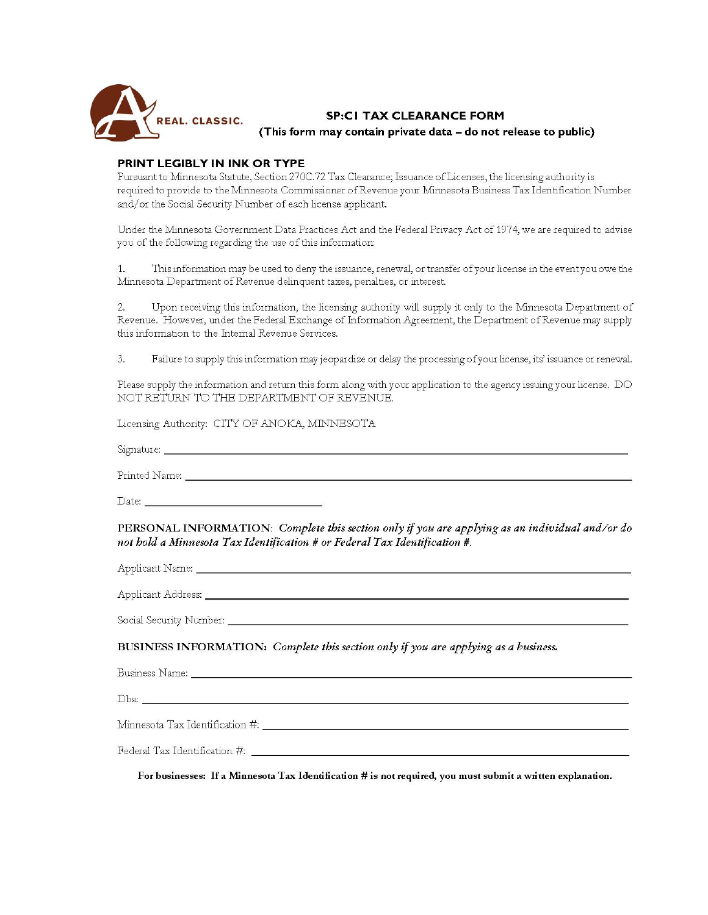REAL. CLASSIC.

# SP:C1 TAX CLEARANCE FORM

**(This form may contain private data – do not release to public)**

**PRINT LEGIBLY IN INK OR TYPE**

Pursuant to Minnesota Statute, Section 270C.72 Tax Clearance; Issuance of Licenses, the licensing authority is required to provide to the Minnesota Commissioner of Revenue your Minnesota Business Tax Identification Number and/or the Social Security Number of each license applicant.

Under the Minnesota Government Data Practices Act and the Federal Privacy Act of 1974, we are required to advise you of the following regarding the use of this information:

1. This information may be used to deny the issuance, renewal, or transfer of your license in the event you owe the Minnesota Department of Revenue delinquent taxes, penalties, or interest.

2. Upon receiving this information, the licensing authority will supply it only to the Minnesota Department of Revenue. However, under the Federal Exchange of Information Agreement, the Department of Revenue may supply this information to the Internal Revenue Services.

3. Failure to supply this information may jeopardize or delay the processing of your license, its' issuance or renewal.

Please supply the information and return this form along with your application to the agency issuing your license. DO NOT RETURN TO THE DEPARTMENT OF REVENUE.

Licensing Authority: CITY OF ANOKA, MINNESOTA

Signature: ______________________________

Printed Name: ______________________________

Date: ____________________

**PERSONAL INFORMATION**: ***Complete this section only if you are applying as an individual and/or do not hold a Minnesota Tax Identification # or Federal Tax Identification #.***

Applicant Name: ______________________________

Applicant Address: ______________________________

Social Security Number: ______________________________

**BUSINESS INFORMATION:** ***Complete this section only if you are applying as a business.***

Business Name: ______________________________

Dba: ______________________________

Minnesota Tax Identification #: ______________________________

Federal Tax Identification #: ______________________________

**For businesses: If a Minnesota Tax Identification # is not required, you must submit a written explanation.**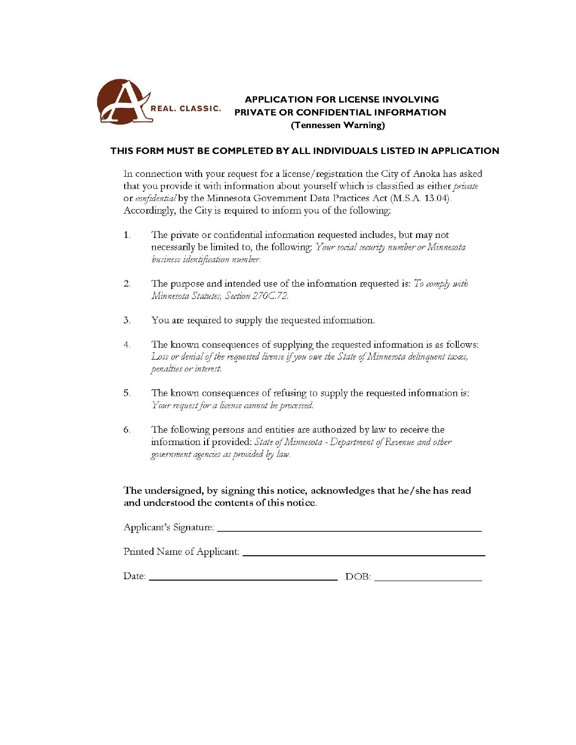REAL. CLASSIC.

# APPLICATION FOR LICENSE INVOLVING PRIVATE OR CONFIDENTIAL INFORMATION (Tennessen Warning)

## THIS FORM MUST BE COMPLETED BY ALL INDIVIDUALS LISTED IN APPLICATION

In connection with your request for a license/registration the City of Anoka has asked that you provide it with information about yourself which is classified as either *private* or *confidential* by the Minnesota Government Data Practices Act (M.S.A. 13.04). Accordingly, the City is required to inform you of the following:

1. The private or confidential information requested includes, but may not necessarily be limited to, the following: *Your social security number or Minnesota business identification number.*

2. The purpose and intended use of the information requested is: *To comply with Minnesota Statutes, Section 270C.72.*

3. You are required to supply the requested information.

4. The known consequences of supplying the requested information is as follows: *Loss or denial of the requested license if you owe the State of Minnesota delinquent taxes, penalties or interest.*

5. The known consequences of refusing to supply the requested information is: *Your request for a license cannot be processed.*

6. The following persons and entities are authorized by law to receive the information if provided: *State of Minnesota - Department of Revenue and other government agencies as provided by law.*

**The undersigned, by signing this notice, acknowledges that he/she has read and understood the contents of this notice.**

Applicant's Signature: ______________________________________________

Printed Name of Applicant: ______________________________________________

Date: ______________________________ DOB: ____________________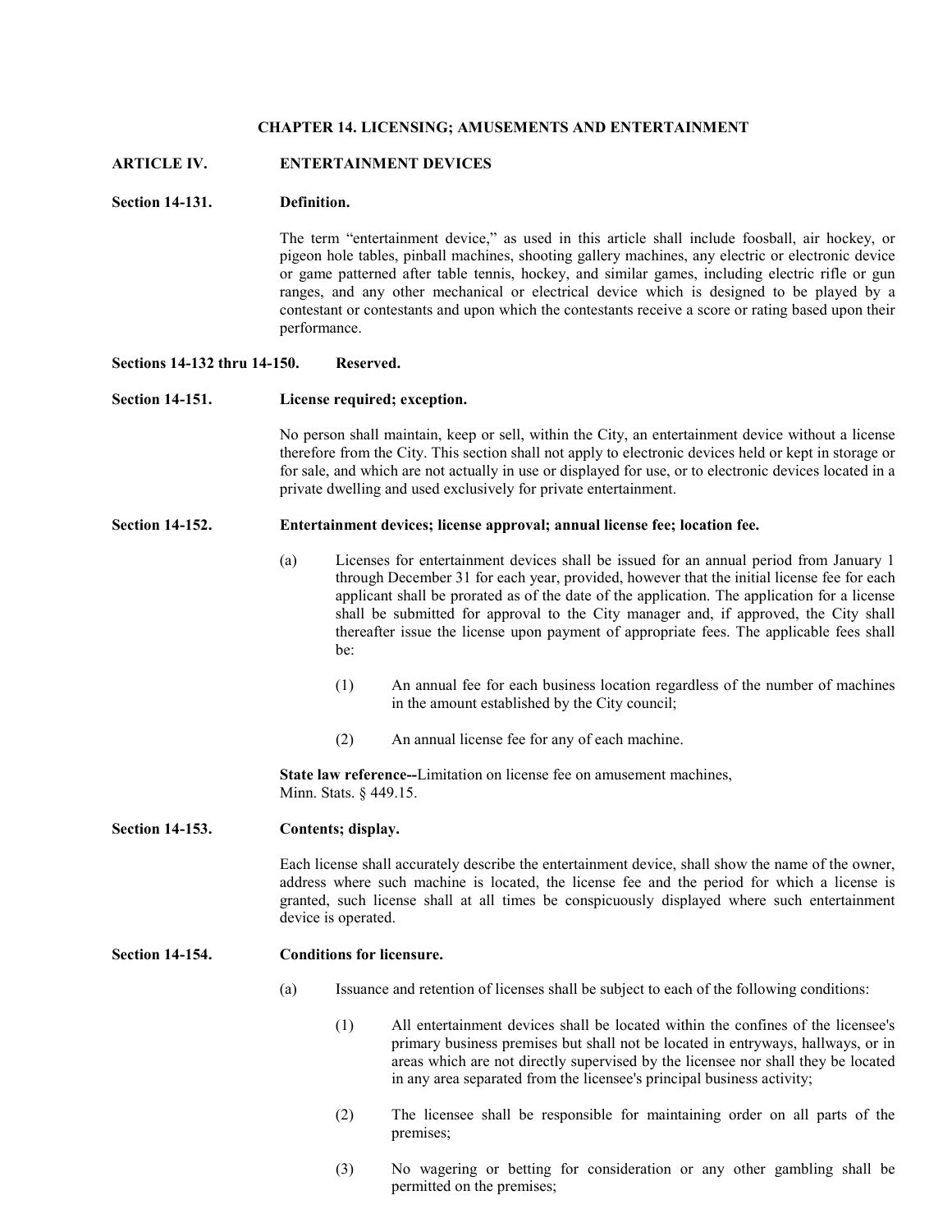**CHAPTER 14. LICENSING; AMUSEMENTS AND ENTERTAINMENT**

**ARTICLE IV. ENTERTAINMENT DEVICES**

**Section 14-131. Definition.**

The term "entertainment device," as used in this article shall include foosball, air hockey, or pigeon hole tables, pinball machines, shooting gallery machines, any electric or electronic device or game patterned after table tennis, hockey, and similar games, including electric rifle or gun ranges, and any other mechanical or electrical device which is designed to be played by a contestant or contestants and upon which the contestants receive a score or rating based upon their performance.

**Sections 14-132 thru 14-150. Reserved.**

**Section 14-151. License required; exception.**

No person shall maintain, keep or sell, within the City, an entertainment device without a license therefore from the City. This section shall not apply to electronic devices held or kept in storage or for sale, and which are not actually in use or displayed for use, or to electronic devices located in a private dwelling and used exclusively for private entertainment.

**Section 14-152. Entertainment devices; license approval; annual license fee; location fee.**

(a) Licenses for entertainment devices shall be issued for an annual period from January 1 through December 31 for each year, provided, however that the initial license fee for each applicant shall be prorated as of the date of the application. The application for a license shall be submitted for approval to the City manager and, if approved, the City shall thereafter issue the license upon payment of appropriate fees. The applicable fees shall be:

(1) An annual fee for each business location regardless of the number of machines in the amount established by the City council;

(2) An annual license fee for any of each machine.

**State law reference--**Limitation on license fee on amusement machines, Minn. Stats. § 449.15.

**Section 14-153. Contents; display.**

Each license shall accurately describe the entertainment device, shall show the name of the owner, address where such machine is located, the license fee and the period for which a license is granted, such license shall at all times be conspicuously displayed where such entertainment device is operated.

**Section 14-154. Conditions for licensure.**

(a) Issuance and retention of licenses shall be subject to each of the following conditions:

(1) All entertainment devices shall be located within the confines of the licensee's primary business premises but shall not be located in entryways, hallways, or in areas which are not directly supervised by the licensee nor shall they be located in any area separated from the licensee's principal business activity;

(2) The licensee shall be responsible for maintaining order on all parts of the premises;

(3) No wagering or betting for consideration or any other gambling shall be permitted on the premises;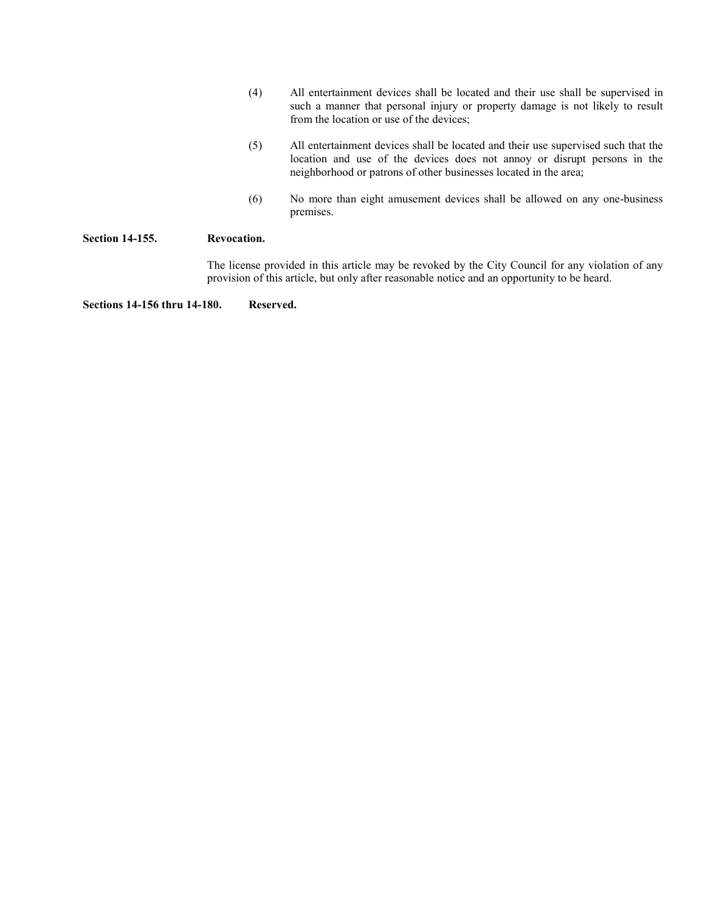(4) All entertainment devices shall be located and their use shall be supervised in such a manner that personal injury or property damage is not likely to result from the location or use of the devices;

(5) All entertainment devices shall be located and their use supervised such that the location and use of the devices does not annoy or disrupt persons in the neighborhood or patrons of other businesses located in the area;

(6) No more than eight amusement devices shall be allowed on any one-business premises.

**Section 14-155. Revocation.**

The license provided in this article may be revoked by the City Council for any violation of any provision of this article, but only after reasonable notice and an opportunity to be heard.

**Sections 14-156 thru 14-180. Reserved.**